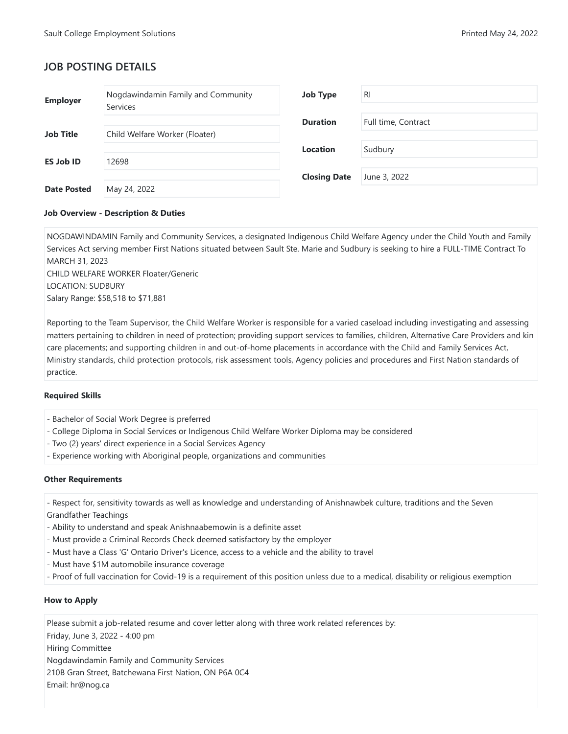## JOB POSTING DETAILS

| | | | |
|---|---|---|---|
| **Employer** | Nogdawindamin Family and Community Services | **Job Type** | RI |
| **Job Title** | Child Welfare Worker (Floater) | **Duration** | Full time, Contract |
| **ES Job ID** | 12698 | **Location** | Sudbury |
| **Date Posted** | May 24, 2022 | **Closing Date** | June 3, 2022 |

### Job Overview - Description & Duties

NOGDAWINDAMIN Family and Community Services, a designated Indigenous Child Welfare Agency under the Child Youth and Family Services Act serving member First Nations situated between Sault Ste. Marie and Sudbury is seeking to hire a FULL-TIME Contract To MARCH 31, 2023
CHILD WELFARE WORKER Floater/Generic
LOCATION: SUDBURY
Salary Range: $58,518 to $71,881

Reporting to the Team Supervisor, the Child Welfare Worker is responsible for a varied caseload including investigating and assessing matters pertaining to children in need of protection; providing support services to families, children, Alternative Care Providers and kin care placements; and supporting children in and out-of-home placements in accordance with the Child and Family Services Act, Ministry standards, child protection protocols, risk assessment tools, Agency policies and procedures and First Nation standards of practice.

### Required Skills

- Bachelor of Social Work Degree is preferred
- College Diploma in Social Services or Indigenous Child Welfare Worker Diploma may be considered
- Two (2) years' direct experience in a Social Services Agency
- Experience working with Aboriginal people, organizations and communities

### Other Requirements

- Respect for, sensitivity towards as well as knowledge and understanding of Anishnawbek culture, traditions and the Seven Grandfather Teachings
- Ability to understand and speak Anishnaabemowin is a definite asset
- Must provide a Criminal Records Check deemed satisfactory by the employer
- Must have a Class 'G' Ontario Driver's Licence, access to a vehicle and the ability to travel
- Must have $1M automobile insurance coverage
- Proof of full vaccination for Covid-19 is a requirement of this position unless due to a medical, disability or religious exemption

### How to Apply

Please submit a job-related resume and cover letter along with three work related references by:
Friday, June 3, 2022 - 4:00 pm
Hiring Committee
Nogdawindamin Family and Community Services
210B Gran Street, Batchewana First Nation, ON P6A 0C4
Email: hr@nog.ca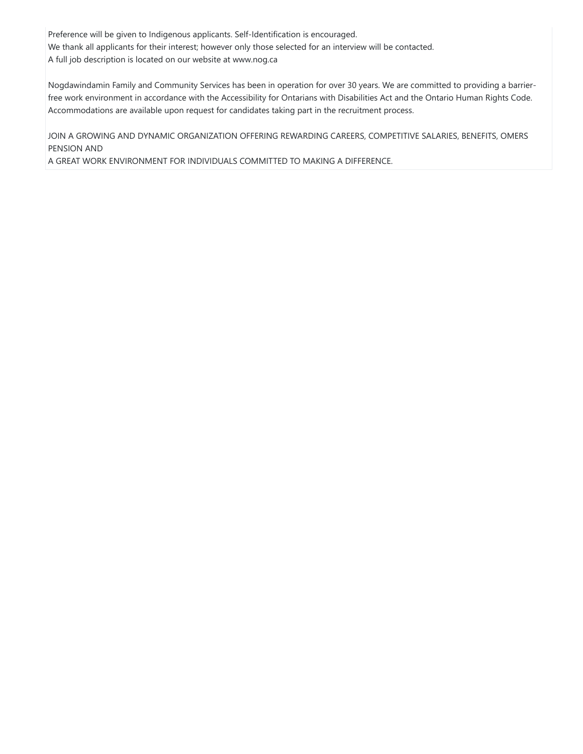Preference will be given to Indigenous applicants. Self-Identification is encouraged.
We thank all applicants for their interest; however only those selected for an interview will be contacted.
A full job description is located on our website at www.nog.ca

Nogdawindamin Family and Community Services has been in operation for over 30 years. We are committed to providing a barrier-free work environment in accordance with the Accessibility for Ontarians with Disabilities Act and the Ontario Human Rights Code. Accommodations are available upon request for candidates taking part in the recruitment process.

JOIN A GROWING AND DYNAMIC ORGANIZATION OFFERING REWARDING CAREERS, COMPETITIVE SALARIES, BENEFITS, OMERS PENSION AND
A GREAT WORK ENVIRONMENT FOR INDIVIDUALS COMMITTED TO MAKING A DIFFERENCE.